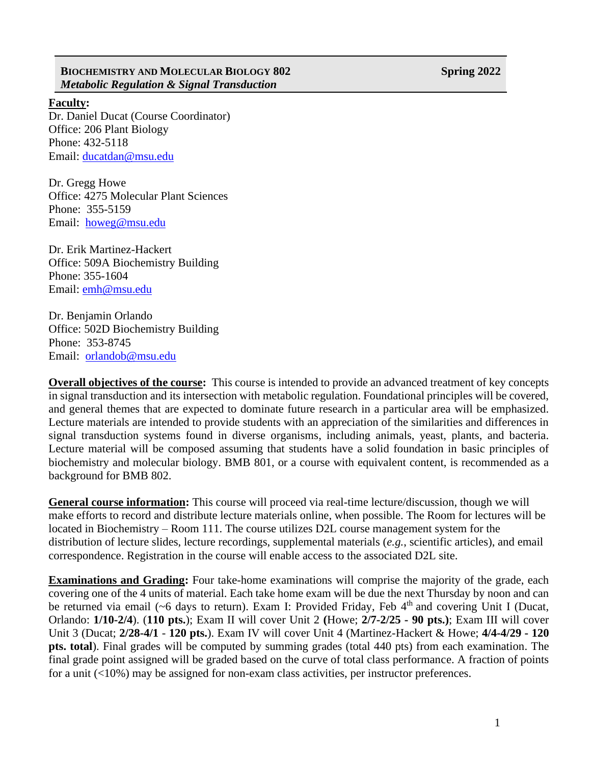# BIOCHEMISTRY AND MOLECULAR BIOLOGY 802 — Spring 2022

***Metabolic Regulation & Signal Transduction***

**Faculty:**

Dr. Daniel Ducat (Course Coordinator)
Office: 206 Plant Biology
Phone: 432-5118
Email: ducatdan@msu.edu

Dr. Gregg Howe
Office: 4275 Molecular Plant Sciences
Phone: 355-5159
Email: howeg@msu.edu

Dr. Erik Martinez-Hackert
Office: 509A Biochemistry Building
Phone: 355-1604
Email: emh@msu.edu

Dr. Benjamin Orlando
Office: 502D Biochemistry Building
Phone: 353-8745
Email: orlandob@msu.edu

**Overall objectives of the course:** This course is intended to provide an advanced treatment of key concepts in signal transduction and its intersection with metabolic regulation. Foundational principles will be covered, and general themes that are expected to dominate future research in a particular area will be emphasized. Lecture materials are intended to provide students with an appreciation of the similarities and differences in signal transduction systems found in diverse organisms, including animals, yeast, plants, and bacteria. Lecture material will be composed assuming that students have a solid foundation in basic principles of biochemistry and molecular biology. BMB 801, or a course with equivalent content, is recommended as a background for BMB 802.

**General course information:** This course will proceed via real-time lecture/discussion, though we will make efforts to record and distribute lecture materials online, when possible. The Room for lectures will be located in Biochemistry – Room 111. The course utilizes D2L course management system for the distribution of lecture slides, lecture recordings, supplemental materials (*e.g.*, scientific articles), and email correspondence. Registration in the course will enable access to the associated D2L site.

**Examinations and Grading:** Four take-home examinations will comprise the majority of the grade, each covering one of the 4 units of material. Each take home exam will be due the next Thursday by noon and can be returned via email (~6 days to return). Exam I: Provided Friday, Feb 4th and covering Unit I (Ducat, Orlando: **1/10-2/4**). (**110 pts.**); Exam II will cover Unit 2 **(**Howe; **2/7-2/25 - 90 pts.)**; Exam III will cover Unit 3 (Ducat; **2/28-4/1 - 120 pts.**). Exam IV will cover Unit 4 (Martinez-Hackert & Howe; **4/4-4/29 - 120 pts. total**). Final grades will be computed by summing grades (total 440 pts) from each examination. The final grade point assigned will be graded based on the curve of total class performance. A fraction of points for a unit (<10%) may be assigned for non-exam class activities, per instructor preferences.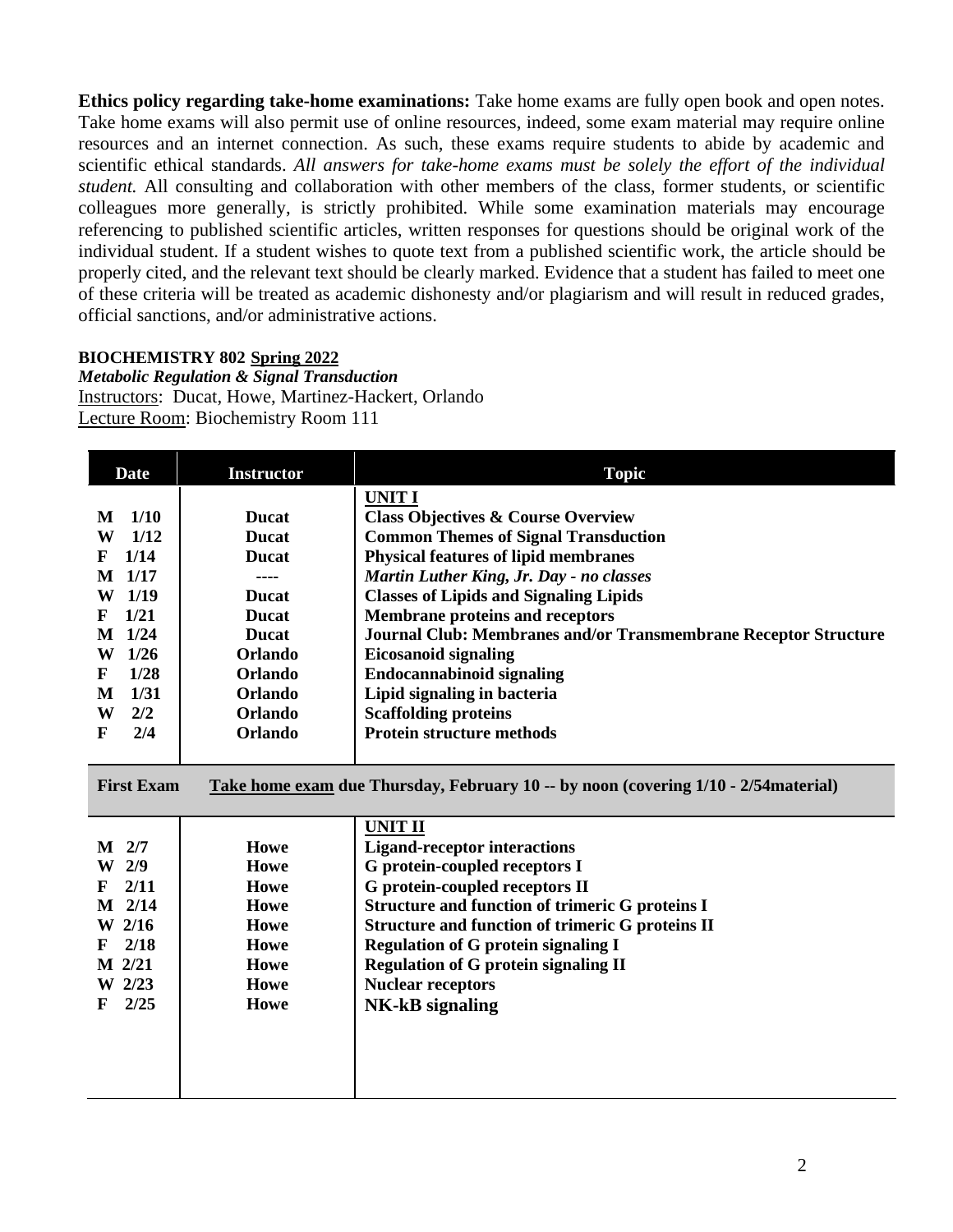**Ethics policy regarding take-home examinations:** Take home exams are fully open book and open notes. Take home exams will also permit use of online resources, indeed, some exam material may require online resources and an internet connection. As such, these exams require students to abide by academic and scientific ethical standards. *All answers for take-home exams must be solely the effort of the individual student.* All consulting and collaboration with other members of the class, former students, or scientific colleagues more generally, is strictly prohibited. While some examination materials may encourage referencing to published scientific articles, written responses for questions should be original work of the individual student. If a student wishes to quote text from a published scientific work, the article should be properly cited, and the relevant text should be clearly marked. Evidence that a student has failed to meet one of these criteria will be treated as academic dishonesty and/or plagiarism and will result in reduced grades, official sanctions, and/or administrative actions.

**BIOCHEMISTRY 802** **Spring 2022**
***Metabolic Regulation & Signal Transduction***
Instructors: Ducat, Howe, Martinez-Hackert, Orlando
Lecture Room: Biochemistry Room 111

| Date | Instructor | Topic |
|---|---|---|
| | | **UNIT I** |
| **M 1/10** | **Ducat** | **Class Objectives & Course Overview** |
| **W 1/12** | **Ducat** | **Common Themes of Signal Transduction** |
| **F 1/14** | **Ducat** | **Physical features of lipid membranes** |
| **M 1/17** | **----** | ***Martin Luther King, Jr. Day - no classes*** |
| **W 1/19** | **Ducat** | **Classes of Lipids and Signaling Lipids** |
| **F 1/21** | **Ducat** | **Membrane proteins and receptors** |
| **M 1/24** | **Ducat** | **Journal Club: Membranes and/or Transmembrane Receptor Structure** |
| **W 1/26** | **Orlando** | **Eicosanoid signaling** |
| **F 1/28** | **Orlando** | **Endocannabinoid signaling** |
| **M 1/31** | **Orlando** | **Lipid signaling in bacteria** |
| **W 2/2** | **Orlando** | **Scaffolding proteins** |
| **F 2/4** | **Orlando** | **Protein structure methods** |
| **First Exam** | | **Take home exam due Thursday, February 10 -- by noon (covering 1/10 - 2/54material)** |
| | | **UNIT II** |
| **M 2/7** | **Howe** | **Ligand-receptor interactions** |
| **W 2/9** | **Howe** | **G protein-coupled receptors I** |
| **F 2/11** | **Howe** | **G protein-coupled receptors II** |
| **M 2/14** | **Howe** | **Structure and function of trimeric G proteins I** |
| **W 2/16** | **Howe** | **Structure and function of trimeric G proteins II** |
| **F 2/18** | **Howe** | **Regulation of G protein signaling I** |
| **M 2/21** | **Howe** | **Regulation of G protein signaling II** |
| **W 2/23** | **Howe** | **Nuclear receptors** |
| **F 2/25** | **Howe** | **NK-kB signaling** |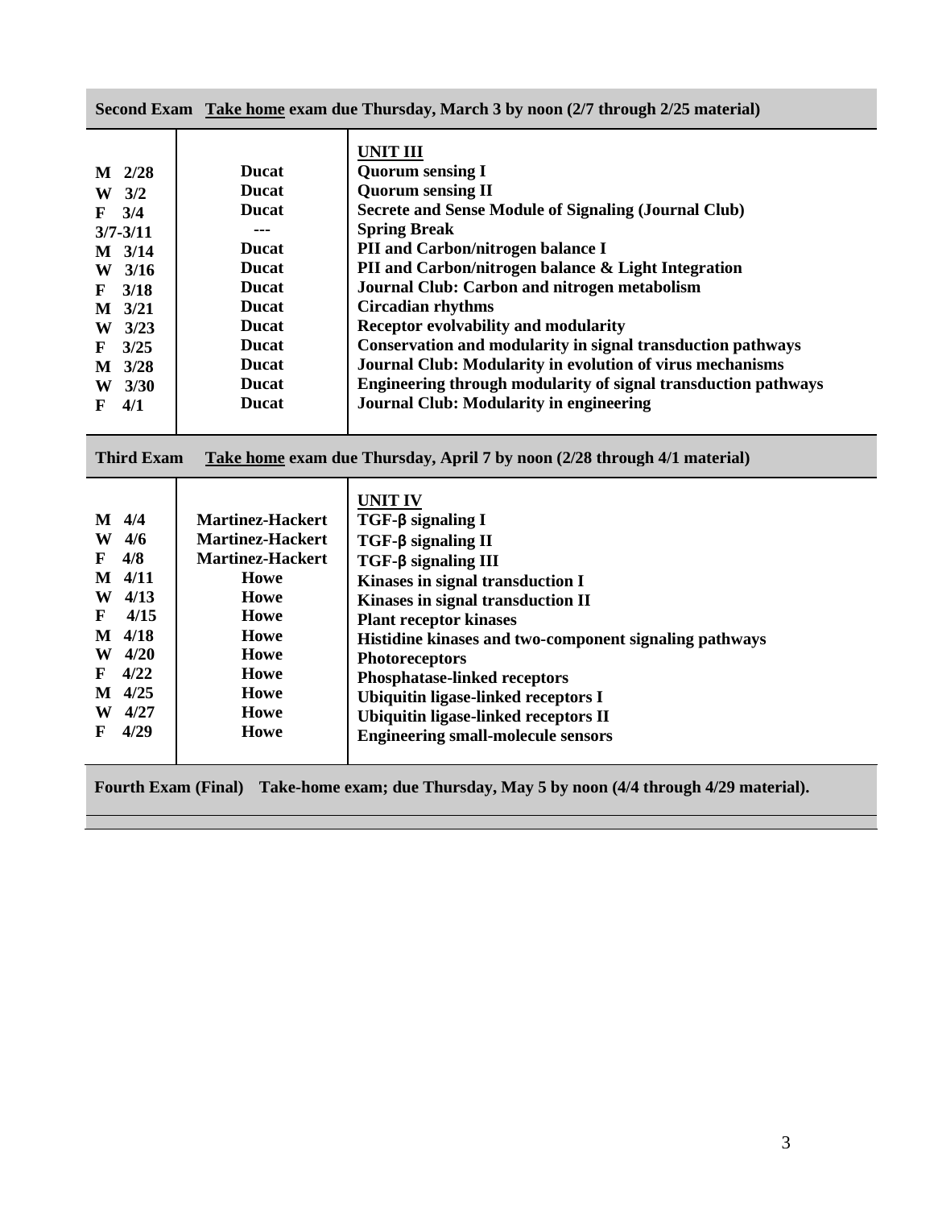**Second Exam** **<u>Take home</u> exam due Thursday, March 3 by noon (2/7 through 2/25 material)**

| | | |
|---|---|---|
| | | **UNIT III** |
| **M 2/28** | **Ducat** | **Quorum sensing I** |
| **W 3/2** | **Ducat** | **Quorum sensing II** |
| **F 3/4** | **Ducat** | **Secrete and Sense Module of Signaling (Journal Club)** |
| **3/7-3/11** | **---** | **Spring Break** |
| **M 3/14** | **Ducat** | **PII and Carbon/nitrogen balance I** |
| **W 3/16** | **Ducat** | **PII and Carbon/nitrogen balance & Light Integration** |
| **F 3/18** | **Ducat** | **Journal Club: Carbon and nitrogen metabolism** |
| **M 3/21** | **Ducat** | **Circadian rhythms** |
| **W 3/23** | **Ducat** | **Receptor evolvability and modularity** |
| **F 3/25** | **Ducat** | **Conservation and modularity in signal transduction pathways** |
| **M 3/28** | **Ducat** | **Journal Club: Modularity in evolution of virus mechanisms** |
| **W 3/30** | **Ducat** | **Engineering through modularity of signal transduction pathways** |
| **F 4/1** | **Ducat** | **Journal Club: Modularity in engineering** |

**Third Exam** **<u>Take home</u> exam due Thursday, April 7 by noon (2/28 through 4/1 material)**

| | | |
|---|---|---|
| | | **UNIT IV** |
| **M 4/4** | **Martinez-Hackert** | **TGF-β signaling I** |
| **W 4/6** | **Martinez-Hackert** | **TGF-β signaling II** |
| **F 4/8** | **Martinez-Hackert** | **TGF-β signaling III** |
| **M 4/11** | **Howe** | **Kinases in signal transduction I** |
| **W 4/13** | **Howe** | **Kinases in signal transduction II** |
| **F 4/15** | **Howe** | **Plant receptor kinases** |
| **M 4/18** | **Howe** | **Histidine kinases and two-component signaling pathways** |
| **W 4/20** | **Howe** | **Photoreceptors** |
| **F 4/22** | **Howe** | **Phosphatase-linked receptors** |
| **M 4/25** | **Howe** | **Ubiquitin ligase-linked receptors I** |
| **W 4/27** | **Howe** | **Ubiquitin ligase-linked receptors II** |
| **F 4/29** | **Howe** | **Engineering small-molecule sensors** |

**Fourth Exam (Final)** **Take-home exam; due Thursday, May 5 by noon (4/4 through 4/29 material).**